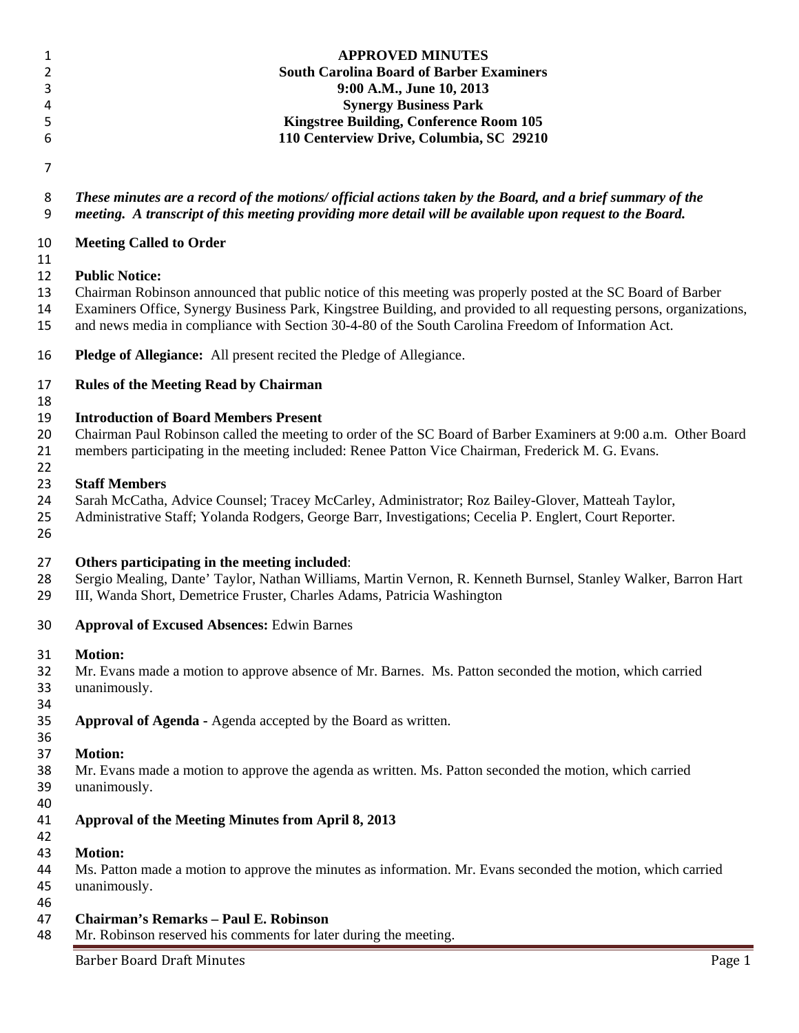**APPROVED MINUTES**
**South Carolina Board of Barber Examiners**
**9:00 A.M., June 10, 2013**
**Synergy Business Park**
**Kingstree Building, Conference Room 105**
**110 Centerview Drive, Columbia, SC 29210**

***These minutes are a record of the motions/ official actions taken by the Board, and a brief summary of the meeting. A transcript of this meeting providing more detail will be available upon request to the Board.***

**Meeting Called to Order**

**Public Notice:**
Chairman Robinson announced that public notice of this meeting was properly posted at the SC Board of Barber Examiners Office, Synergy Business Park, Kingstree Building, and provided to all requesting persons, organizations, and news media in compliance with Section 30-4-80 of the South Carolina Freedom of Information Act.

**Pledge of Allegiance:** All present recited the Pledge of Allegiance.

**Rules of the Meeting Read by Chairman**

**Introduction of Board Members Present**
Chairman Paul Robinson called the meeting to order of the SC Board of Barber Examiners at 9:00 a.m. Other Board members participating in the meeting included: Renee Patton Vice Chairman, Frederick M. G. Evans.

**Staff Members**
Sarah McCatha, Advice Counsel; Tracey McCarley, Administrator; Roz Bailey-Glover, Matteah Taylor, Administrative Staff; Yolanda Rodgers, George Barr, Investigations; Cecelia P. Englert, Court Reporter.

**Others participating in the meeting included**:
Sergio Mealing, Dante' Taylor, Nathan Williams, Martin Vernon, R. Kenneth Burnsel, Stanley Walker, Barron Hart III, Wanda Short, Demetrice Fruster, Charles Adams, Patricia Washington

**Approval of Excused Absences:** Edwin Barnes

**Motion:**
Mr. Evans made a motion to approve absence of Mr. Barnes. Ms. Patton seconded the motion, which carried unanimously.

**Approval of Agenda** - Agenda accepted by the Board as written.

**Motion:**
Mr. Evans made a motion to approve the agenda as written. Ms. Patton seconded the motion, which carried unanimously.

**Approval of the Meeting Minutes from April 8, 2013**

**Motion:**
Ms. Patton made a motion to approve the minutes as information. Mr. Evans seconded the motion, which carried unanimously.

**Chairman's Remarks – Paul E. Robinson**
Mr. Robinson reserved his comments for later during the meeting.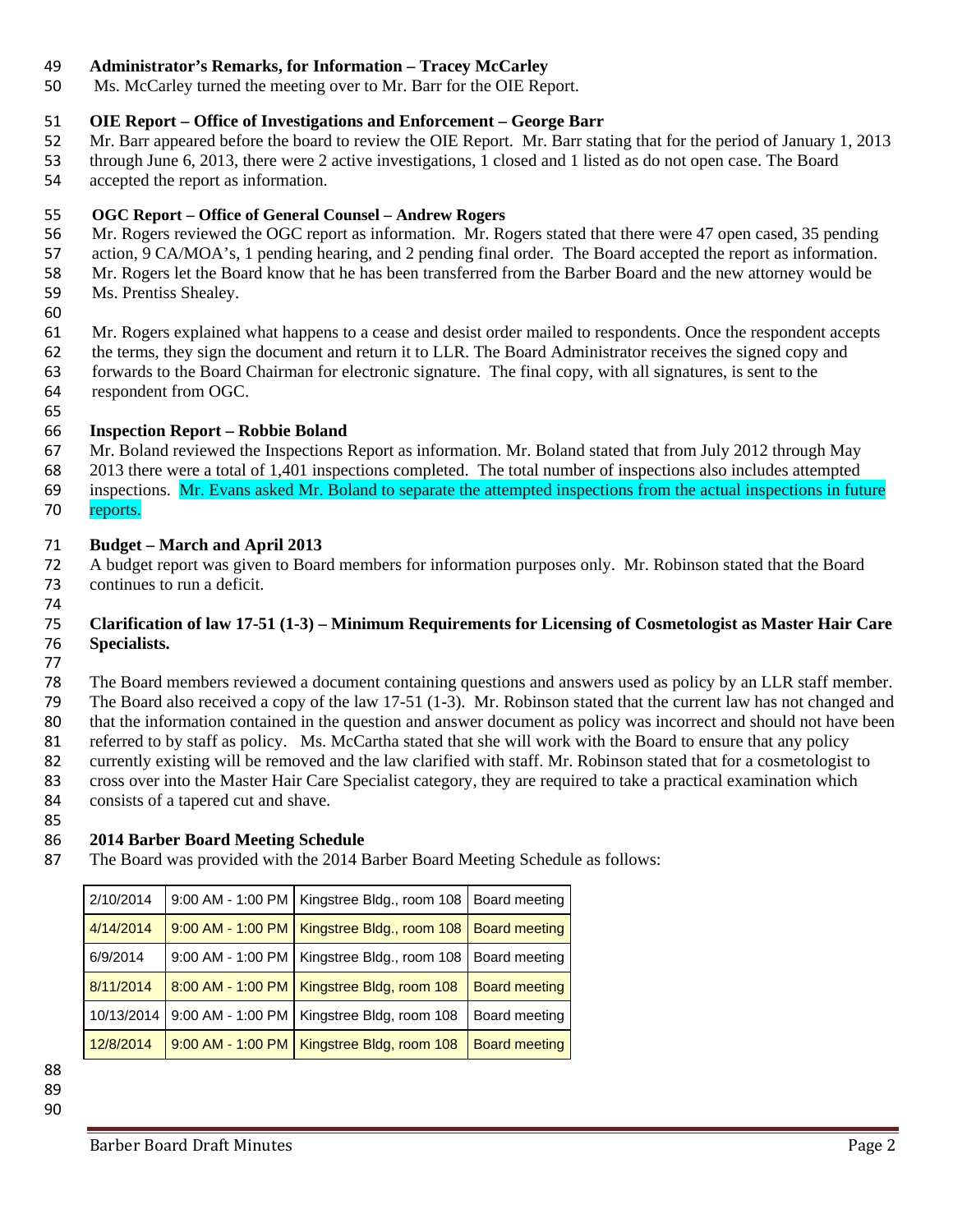**Administrator's Remarks, for Information – Tracey McCarley**

Ms. McCarley turned the meeting over to Mr. Barr for the OIE Report.

**OIE Report – Office of Investigations and Enforcement – George Barr**

Mr. Barr appeared before the board to review the OIE Report. Mr. Barr stating that for the period of January 1, 2013 through June 6, 2013, there were 2 active investigations, 1 closed and 1 listed as do not open case. The Board accepted the report as information.

**OGC Report – Office of General Counsel – Andrew Rogers**

Mr. Rogers reviewed the OGC report as information. Mr. Rogers stated that there were 47 open cased, 35 pending action, 9 CA/MOA's, 1 pending hearing, and 2 pending final order. The Board accepted the report as information. Mr. Rogers let the Board know that he has been transferred from the Barber Board and the new attorney would be Ms. Prentiss Shealey.

Mr. Rogers explained what happens to a cease and desist order mailed to respondents. Once the respondent accepts the terms, they sign the document and return it to LLR. The Board Administrator receives the signed copy and forwards to the Board Chairman for electronic signature. The final copy, with all signatures, is sent to the respondent from OGC.

**Inspection Report – Robbie Boland**

Mr. Boland reviewed the Inspections Report as information. Mr. Boland stated that from July 2012 through May 2013 there were a total of 1,401 inspections completed. The total number of inspections also includes attempted inspections. Mr. Evans asked Mr. Boland to separate the attempted inspections from the actual inspections in future reports.

**Budget – March and April 2013**

A budget report was given to Board members for information purposes only. Mr. Robinson stated that the Board continues to run a deficit.

**Clarification of law 17-51 (1-3) – Minimum Requirements for Licensing of Cosmetologist as Master Hair Care Specialists.**

The Board members reviewed a document containing questions and answers used as policy by an LLR staff member. The Board also received a copy of the law 17-51 (1-3). Mr. Robinson stated that the current law has not changed and that the information contained in the question and answer document as policy was incorrect and should not have been referred to by staff as policy. Ms. McCartha stated that she will work with the Board to ensure that any policy currently existing will be removed and the law clarified with staff. Mr. Robinson stated that for a cosmetologist to cross over into the Master Hair Care Specialist category, they are required to take a practical examination which consists of a tapered cut and shave.

**2014 Barber Board Meeting Schedule**

The Board was provided with the 2014 Barber Board Meeting Schedule as follows:

| | | | |
|---|---|---|---|
| 2/10/2014 | 9:00 AM - 1:00 PM | Kingstree Bldg., room 108 | Board meeting |
| 4/14/2014 | 9:00 AM - 1:00 PM | Kingstree Bldg., room 108 | Board meeting |
| 6/9/2014 | 9:00 AM - 1:00 PM | Kingstree Bldg., room 108 | Board meeting |
| 8/11/2014 | 8:00 AM - 1:00 PM | Kingstree Bldg, room 108 | Board meeting |
| 10/13/2014 | 9:00 AM - 1:00 PM | Kingstree Bldg, room 108 | Board meeting |
| 12/8/2014 | 9:00 AM - 1:00 PM | Kingstree Bldg, room 108 | Board meeting |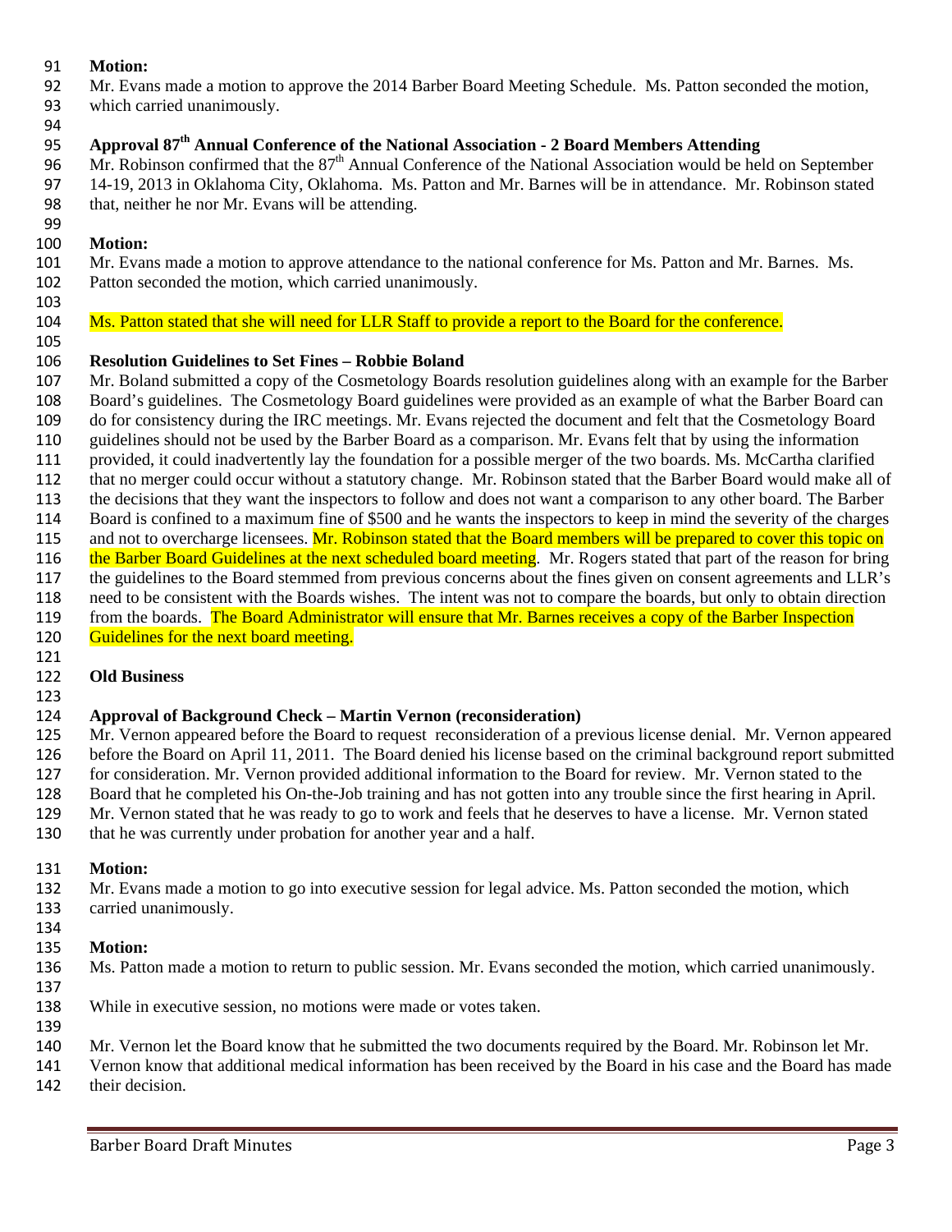**Motion:**

Mr. Evans made a motion to approve the 2014 Barber Board Meeting Schedule. Ms. Patton seconded the motion, which carried unanimously.

**Approval 87th Annual Conference of the National Association - 2 Board Members Attending**

Mr. Robinson confirmed that the 87th Annual Conference of the National Association would be held on September 14-19, 2013 in Oklahoma City, Oklahoma. Ms. Patton and Mr. Barnes will be in attendance. Mr. Robinson stated that, neither he nor Mr. Evans will be attending.

**Motion:**

Mr. Evans made a motion to approve attendance to the national conference for Ms. Patton and Mr. Barnes. Ms. Patton seconded the motion, which carried unanimously.

Ms. Patton stated that she will need for LLR Staff to provide a report to the Board for the conference.

**Resolution Guidelines to Set Fines – Robbie Boland**

Mr. Boland submitted a copy of the Cosmetology Boards resolution guidelines along with an example for the Barber Board's guidelines. The Cosmetology Board guidelines were provided as an example of what the Barber Board can do for consistency during the IRC meetings. Mr. Evans rejected the document and felt that the Cosmetology Board guidelines should not be used by the Barber Board as a comparison. Mr. Evans felt that by using the information provided, it could inadvertently lay the foundation for a possible merger of the two boards. Ms. McCartha clarified that no merger could occur without a statutory change. Mr. Robinson stated that the Barber Board would make all of the decisions that they want the inspectors to follow and does not want a comparison to any other board. The Barber Board is confined to a maximum fine of $500 and he wants the inspectors to keep in mind the severity of the charges and not to overcharge licensees. Mr. Robinson stated that the Board members will be prepared to cover this topic on the Barber Board Guidelines at the next scheduled board meeting. Mr. Rogers stated that part of the reason for bring the guidelines to the Board stemmed from previous concerns about the fines given on consent agreements and LLR's need to be consistent with the Boards wishes. The intent was not to compare the boards, but only to obtain direction from the boards. The Board Administrator will ensure that Mr. Barnes receives a copy of the Barber Inspection Guidelines for the next board meeting.

**Old Business**

**Approval of Background Check – Martin Vernon (reconsideration)**

Mr. Vernon appeared before the Board to request reconsideration of a previous license denial. Mr. Vernon appeared before the Board on April 11, 2011. The Board denied his license based on the criminal background report submitted for consideration. Mr. Vernon provided additional information to the Board for review. Mr. Vernon stated to the Board that he completed his On-the-Job training and has not gotten into any trouble since the first hearing in April. Mr. Vernon stated that he was ready to go to work and feels that he deserves to have a license. Mr. Vernon stated that he was currently under probation for another year and a half.

**Motion:**

Mr. Evans made a motion to go into executive session for legal advice. Ms. Patton seconded the motion, which carried unanimously.

**Motion:**

Ms. Patton made a motion to return to public session. Mr. Evans seconded the motion, which carried unanimously.

While in executive session, no motions were made or votes taken.

Mr. Vernon let the Board know that he submitted the two documents required by the Board. Mr. Robinson let Mr. Vernon know that additional medical information has been received by the Board in his case and the Board has made their decision.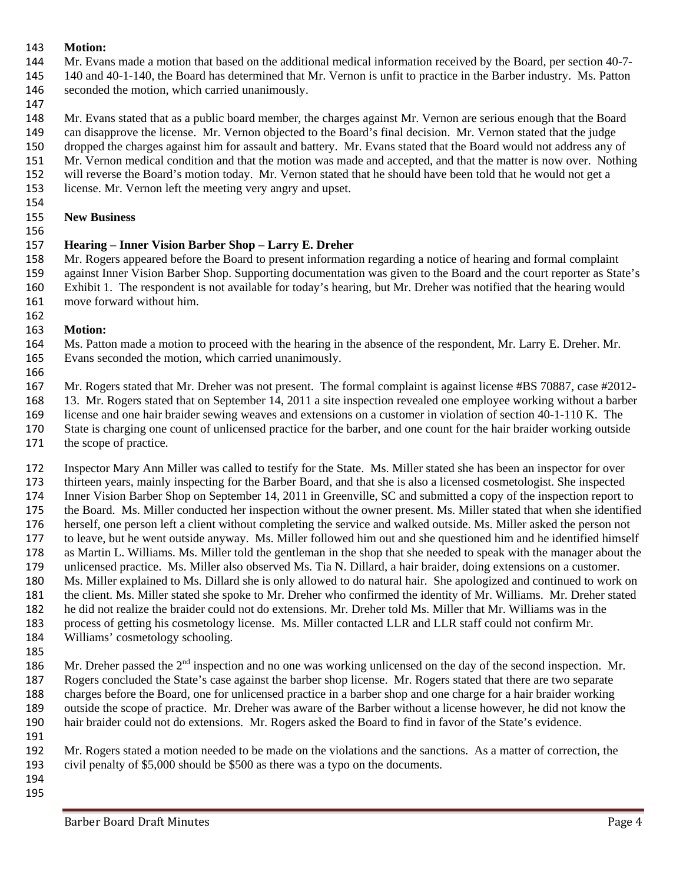**Motion:**

Mr. Evans made a motion that based on the additional medical information received by the Board, per section 40-7-140 and 40-1-140, the Board has determined that Mr. Vernon is unfit to practice in the Barber industry. Ms. Patton seconded the motion, which carried unanimously.

Mr. Evans stated that as a public board member, the charges against Mr. Vernon are serious enough that the Board can disapprove the license. Mr. Vernon objected to the Board's final decision. Mr. Vernon stated that the judge dropped the charges against him for assault and battery. Mr. Evans stated that the Board would not address any of Mr. Vernon medical condition and that the motion was made and accepted, and that the matter is now over. Nothing will reverse the Board's motion today. Mr. Vernon stated that he should have been told that he would not get a license. Mr. Vernon left the meeting very angry and upset.

**New Business**

**Hearing – Inner Vision Barber Shop – Larry E. Dreher**

Mr. Rogers appeared before the Board to present information regarding a notice of hearing and formal complaint against Inner Vision Barber Shop. Supporting documentation was given to the Board and the court reporter as State's Exhibit 1. The respondent is not available for today's hearing, but Mr. Dreher was notified that the hearing would move forward without him.

**Motion:**

Ms. Patton made a motion to proceed with the hearing in the absence of the respondent, Mr. Larry E. Dreher. Mr. Evans seconded the motion, which carried unanimously.

Mr. Rogers stated that Mr. Dreher was not present. The formal complaint is against license #BS 70887, case #2012-13. Mr. Rogers stated that on September 14, 2011 a site inspection revealed one employee working without a barber license and one hair braider sewing weaves and extensions on a customer in violation of section 40-1-110 K. The State is charging one count of unlicensed practice for the barber, and one count for the hair braider working outside the scope of practice.

Inspector Mary Ann Miller was called to testify for the State. Ms. Miller stated she has been an inspector for over thirteen years, mainly inspecting for the Barber Board, and that she is also a licensed cosmetologist. She inspected Inner Vision Barber Shop on September 14, 2011 in Greenville, SC and submitted a copy of the inspection report to the Board. Ms. Miller conducted her inspection without the owner present. Ms. Miller stated that when she identified herself, one person left a client without completing the service and walked outside. Ms. Miller asked the person not to leave, but he went outside anyway. Ms. Miller followed him out and she questioned him and he identified himself as Martin L. Williams. Ms. Miller told the gentleman in the shop that she needed to speak with the manager about the unlicensed practice. Ms. Miller also observed Ms. Tia N. Dillard, a hair braider, doing extensions on a customer. Ms. Miller explained to Ms. Dillard she is only allowed to do natural hair. She apologized and continued to work on the client. Ms. Miller stated she spoke to Mr. Dreher who confirmed the identity of Mr. Williams. Mr. Dreher stated he did not realize the braider could not do extensions. Mr. Dreher told Ms. Miller that Mr. Williams was in the process of getting his cosmetology license. Ms. Miller contacted LLR and LLR staff could not confirm Mr. Williams' cosmetology schooling.

Mr. Dreher passed the 2nd inspection and no one was working unlicensed on the day of the second inspection. Mr. Rogers concluded the State's case against the barber shop license. Mr. Rogers stated that there are two separate charges before the Board, one for unlicensed practice in a barber shop and one charge for a hair braider working outside the scope of practice. Mr. Dreher was aware of the Barber without a license however, he did not know the hair braider could not do extensions. Mr. Rogers asked the Board to find in favor of the State's evidence.

Mr. Rogers stated a motion needed to be made on the violations and the sanctions. As a matter of correction, the civil penalty of $5,000 should be $500 as there was a typo on the documents.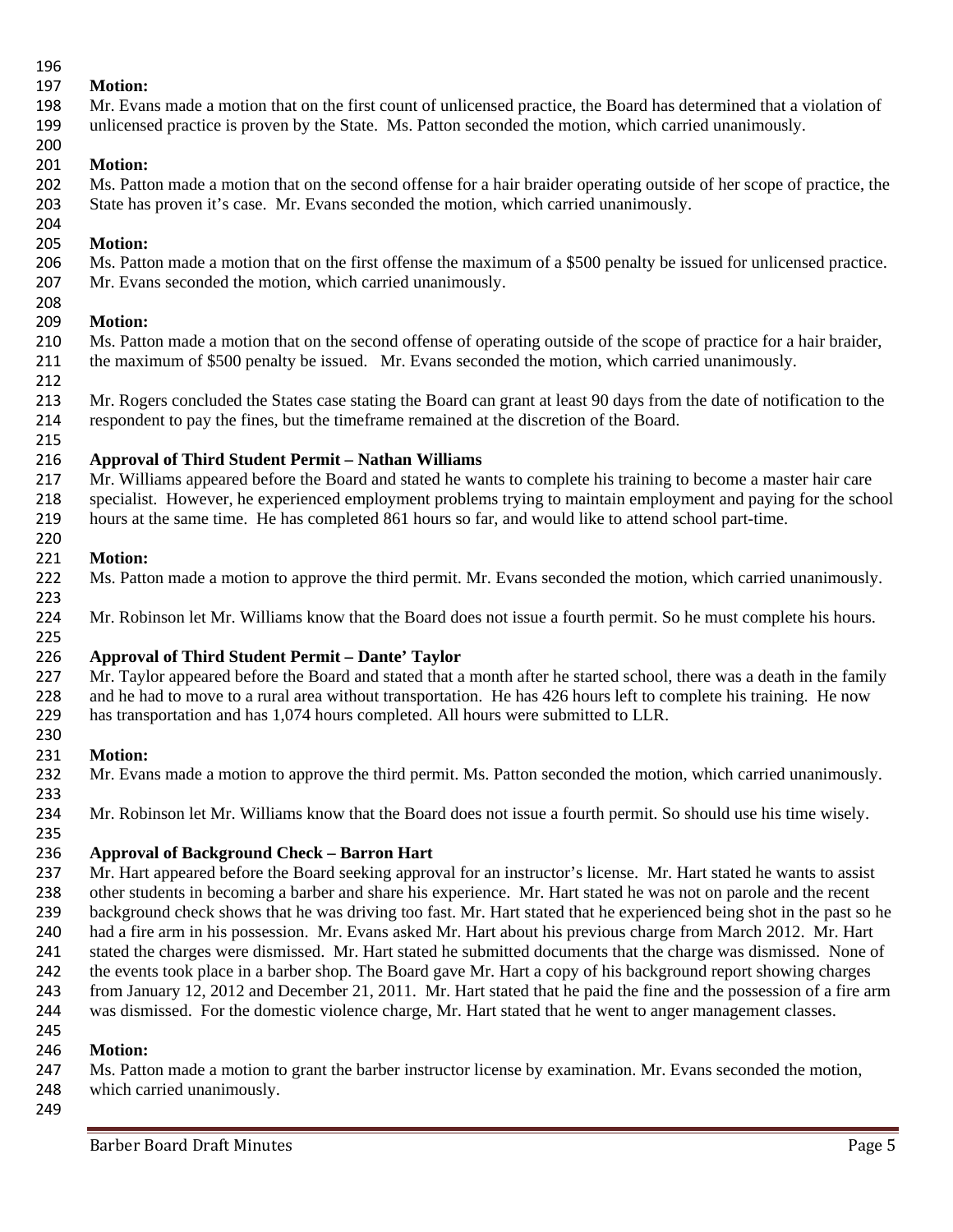**Motion:**

Mr. Evans made a motion that on the first count of unlicensed practice, the Board has determined that a violation of unlicensed practice is proven by the State. Ms. Patton seconded the motion, which carried unanimously.

**Motion:**

Ms. Patton made a motion that on the second offense for a hair braider operating outside of her scope of practice, the State has proven it's case. Mr. Evans seconded the motion, which carried unanimously.

**Motion:**

Ms. Patton made a motion that on the first offense the maximum of a $500 penalty be issued for unlicensed practice. Mr. Evans seconded the motion, which carried unanimously.

**Motion:**

Ms. Patton made a motion that on the second offense of operating outside of the scope of practice for a hair braider, the maximum of $500 penalty be issued. Mr. Evans seconded the motion, which carried unanimously.

Mr. Rogers concluded the States case stating the Board can grant at least 90 days from the date of notification to the respondent to pay the fines, but the timeframe remained at the discretion of the Board.

**Approval of Third Student Permit – Nathan Williams**

Mr. Williams appeared before the Board and stated he wants to complete his training to become a master hair care specialist. However, he experienced employment problems trying to maintain employment and paying for the school hours at the same time. He has completed 861 hours so far, and would like to attend school part-time.

**Motion:**

Ms. Patton made a motion to approve the third permit. Mr. Evans seconded the motion, which carried unanimously.

Mr. Robinson let Mr. Williams know that the Board does not issue a fourth permit. So he must complete his hours.

**Approval of Third Student Permit – Dante' Taylor**

Mr. Taylor appeared before the Board and stated that a month after he started school, there was a death in the family and he had to move to a rural area without transportation. He has 426 hours left to complete his training. He now has transportation and has 1,074 hours completed. All hours were submitted to LLR.

**Motion:**

Mr. Evans made a motion to approve the third permit. Ms. Patton seconded the motion, which carried unanimously.

Mr. Robinson let Mr. Williams know that the Board does not issue a fourth permit. So should use his time wisely.

**Approval of Background Check – Barron Hart**

Mr. Hart appeared before the Board seeking approval for an instructor's license. Mr. Hart stated he wants to assist other students in becoming a barber and share his experience. Mr. Hart stated he was not on parole and the recent background check shows that he was driving too fast. Mr. Hart stated that he experienced being shot in the past so he had a fire arm in his possession. Mr. Evans asked Mr. Hart about his previous charge from March 2012. Mr. Hart stated the charges were dismissed. Mr. Hart stated he submitted documents that the charge was dismissed. None of the events took place in a barber shop. The Board gave Mr. Hart a copy of his background report showing charges from January 12, 2012 and December 21, 2011. Mr. Hart stated that he paid the fine and the possession of a fire arm was dismissed. For the domestic violence charge, Mr. Hart stated that he went to anger management classes.

**Motion:**

Ms. Patton made a motion to grant the barber instructor license by examination. Mr. Evans seconded the motion, which carried unanimously.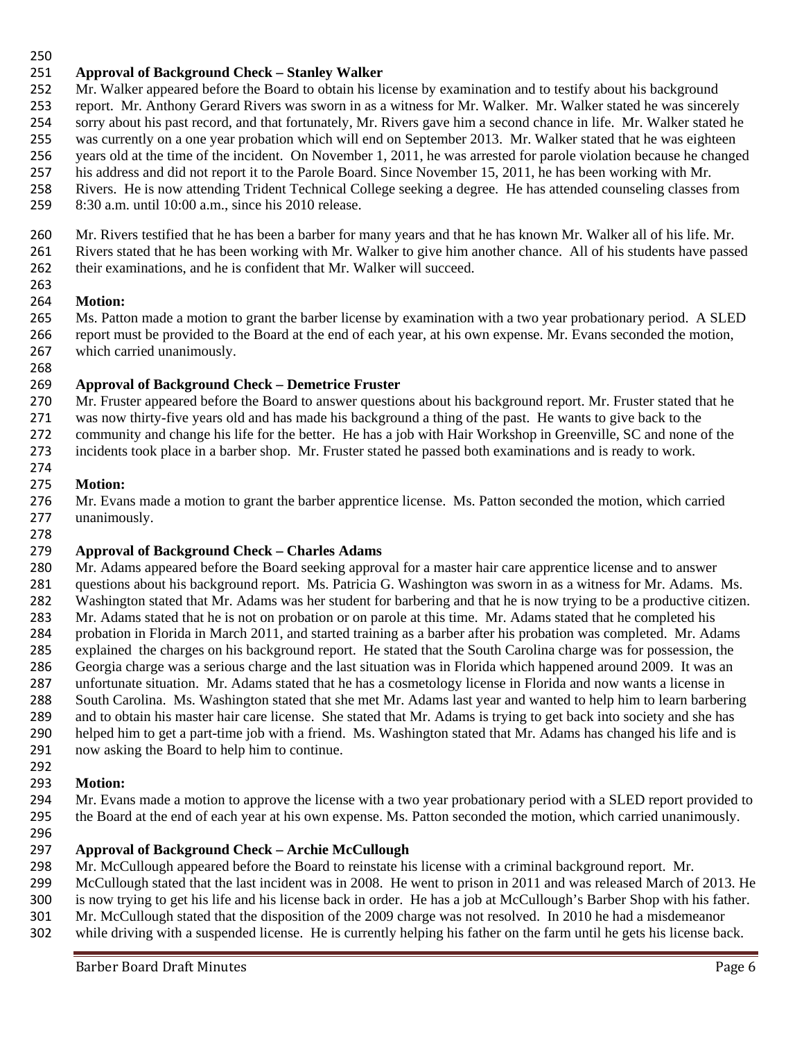**Approval of Background Check – Stanley Walker**

Mr. Walker appeared before the Board to obtain his license by examination and to testify about his background report. Mr. Anthony Gerard Rivers was sworn in as a witness for Mr. Walker. Mr. Walker stated he was sincerely sorry about his past record, and that fortunately, Mr. Rivers gave him a second chance in life. Mr. Walker stated he was currently on a one year probation which will end on September 2013. Mr. Walker stated that he was eighteen years old at the time of the incident. On November 1, 2011, he was arrested for parole violation because he changed his address and did not report it to the Parole Board. Since November 15, 2011, he has been working with Mr. Rivers. He is now attending Trident Technical College seeking a degree. He has attended counseling classes from 8:30 a.m. until 10:00 a.m., since his 2010 release.

Mr. Rivers testified that he has been a barber for many years and that he has known Mr. Walker all of his life. Mr. Rivers stated that he has been working with Mr. Walker to give him another chance. All of his students have passed their examinations, and he is confident that Mr. Walker will succeed.

**Motion:**

Ms. Patton made a motion to grant the barber license by examination with a two year probationary period. A SLED report must be provided to the Board at the end of each year, at his own expense. Mr. Evans seconded the motion, which carried unanimously.

**Approval of Background Check – Demetrice Fruster**

Mr. Fruster appeared before the Board to answer questions about his background report. Mr. Fruster stated that he was now thirty-five years old and has made his background a thing of the past. He wants to give back to the community and change his life for the better. He has a job with Hair Workshop in Greenville, SC and none of the incidents took place in a barber shop. Mr. Fruster stated he passed both examinations and is ready to work.

**Motion:**

Mr. Evans made a motion to grant the barber apprentice license. Ms. Patton seconded the motion, which carried unanimously.

**Approval of Background Check – Charles Adams**

Mr. Adams appeared before the Board seeking approval for a master hair care apprentice license and to answer questions about his background report. Ms. Patricia G. Washington was sworn in as a witness for Mr. Adams. Ms. Washington stated that Mr. Adams was her student for barbering and that he is now trying to be a productive citizen. Mr. Adams stated that he is not on probation or on parole at this time. Mr. Adams stated that he completed his probation in Florida in March 2011, and started training as a barber after his probation was completed. Mr. Adams explained the charges on his background report. He stated that the South Carolina charge was for possession, the Georgia charge was a serious charge and the last situation was in Florida which happened around 2009. It was an unfortunate situation. Mr. Adams stated that he has a cosmetology license in Florida and now wants a license in South Carolina. Ms. Washington stated that she met Mr. Adams last year and wanted to help him to learn barbering and to obtain his master hair care license. She stated that Mr. Adams is trying to get back into society and she has helped him to get a part-time job with a friend. Ms. Washington stated that Mr. Adams has changed his life and is now asking the Board to help him to continue.

**Motion:**

Mr. Evans made a motion to approve the license with a two year probationary period with a SLED report provided to the Board at the end of each year at his own expense. Ms. Patton seconded the motion, which carried unanimously.

**Approval of Background Check – Archie McCullough**

Mr. McCullough appeared before the Board to reinstate his license with a criminal background report. Mr. McCullough stated that the last incident was in 2008. He went to prison in 2011 and was released March of 2013. He is now trying to get his life and his license back in order. He has a job at McCullough's Barber Shop with his father. Mr. McCullough stated that the disposition of the 2009 charge was not resolved. In 2010 he had a misdemeanor while driving with a suspended license. He is currently helping his father on the farm until he gets his license back.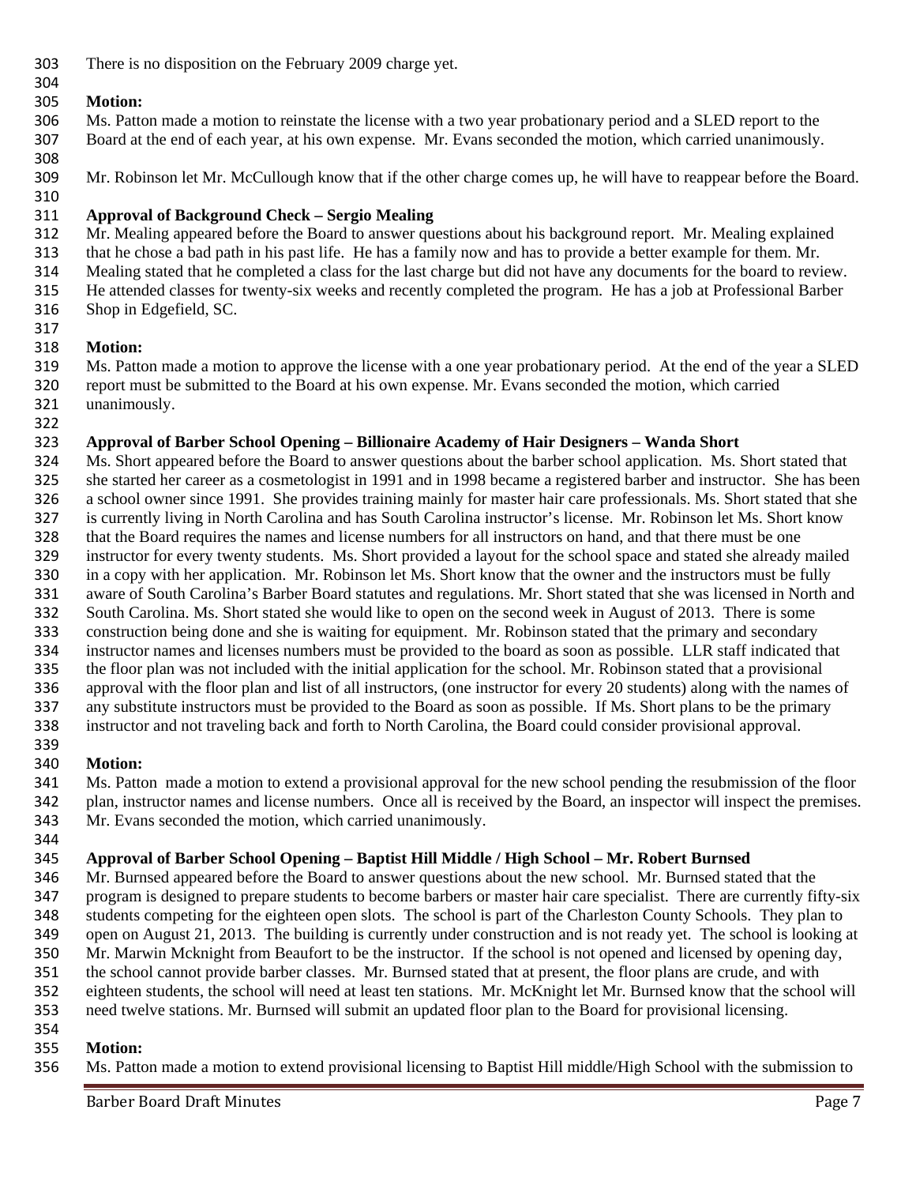There is no disposition on the February 2009 charge yet.

**Motion:**
Ms. Patton made a motion to reinstate the license with a two year probationary period and a SLED report to the Board at the end of each year, at his own expense. Mr. Evans seconded the motion, which carried unanimously.

Mr. Robinson let Mr. McCullough know that if the other charge comes up, he will have to reappear before the Board.

**Approval of Background Check – Sergio Mealing**
Mr. Mealing appeared before the Board to answer questions about his background report. Mr. Mealing explained that he chose a bad path in his past life. He has a family now and has to provide a better example for them. Mr. Mealing stated that he completed a class for the last charge but did not have any documents for the board to review. He attended classes for twenty-six weeks and recently completed the program. He has a job at Professional Barber Shop in Edgefield, SC.

**Motion:**
Ms. Patton made a motion to approve the license with a one year probationary period. At the end of the year a SLED report must be submitted to the Board at his own expense. Mr. Evans seconded the motion, which carried unanimously.

**Approval of Barber School Opening – Billionaire Academy of Hair Designers – Wanda Short**
Ms. Short appeared before the Board to answer questions about the barber school application. Ms. Short stated that she started her career as a cosmetologist in 1991 and in 1998 became a registered barber and instructor. She has been a school owner since 1991. She provides training mainly for master hair care professionals. Ms. Short stated that she is currently living in North Carolina and has South Carolina instructor's license. Mr. Robinson let Ms. Short know that the Board requires the names and license numbers for all instructors on hand, and that there must be one instructor for every twenty students. Ms. Short provided a layout for the school space and stated she already mailed in a copy with her application. Mr. Robinson let Ms. Short know that the owner and the instructors must be fully aware of South Carolina's Barber Board statutes and regulations. Mr. Short stated that she was licensed in North and South Carolina. Ms. Short stated she would like to open on the second week in August of 2013. There is some construction being done and she is waiting for equipment. Mr. Robinson stated that the primary and secondary instructor names and licenses numbers must be provided to the board as soon as possible. LLR staff indicated that the floor plan was not included with the initial application for the school. Mr. Robinson stated that a provisional approval with the floor plan and list of all instructors, (one instructor for every 20 students) along with the names of any substitute instructors must be provided to the Board as soon as possible. If Ms. Short plans to be the primary instructor and not traveling back and forth to North Carolina, the Board could consider provisional approval.

**Motion:**
Ms. Patton made a motion to extend a provisional approval for the new school pending the resubmission of the floor plan, instructor names and license numbers. Once all is received by the Board, an inspector will inspect the premises. Mr. Evans seconded the motion, which carried unanimously.

**Approval of Barber School Opening – Baptist Hill Middle / High School – Mr. Robert Burnsed**
Mr. Burnsed appeared before the Board to answer questions about the new school. Mr. Burnsed stated that the program is designed to prepare students to become barbers or master hair care specialist. There are currently fifty-six students competing for the eighteen open slots. The school is part of the Charleston County Schools. They plan to open on August 21, 2013. The building is currently under construction and is not ready yet. The school is looking at Mr. Marwin Mcknight from Beaufort to be the instructor. If the school is not opened and licensed by opening day, the school cannot provide barber classes. Mr. Burnsed stated that at present, the floor plans are crude, and with eighteen students, the school will need at least ten stations. Mr. McKnight let Mr. Burnsed know that the school will need twelve stations. Mr. Burnsed will submit an updated floor plan to the Board for provisional licensing.

**Motion:**
Ms. Patton made a motion to extend provisional licensing to Baptist Hill middle/High School with the submission to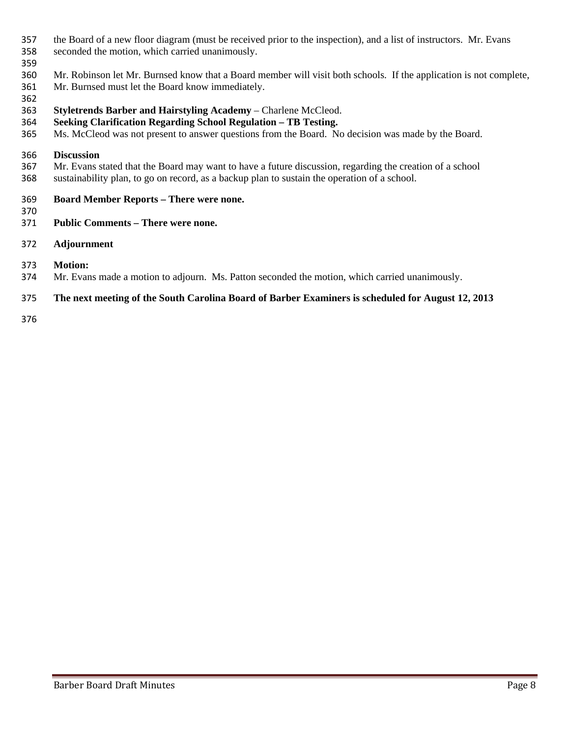the Board of a new floor diagram (must be received prior to the inspection), and a list of instructors. Mr. Evans seconded the motion, which carried unanimously.

Mr. Robinson let Mr. Burnsed know that a Board member will visit both schools. If the application is not complete, Mr. Burnsed must let the Board know immediately.

**Styletrends Barber and Hairstyling Academy** – Charlene McCleod.
**Seeking Clarification Regarding School Regulation – TB Testing.**
Ms. McCleod was not present to answer questions from the Board. No decision was made by the Board.

**Discussion**
Mr. Evans stated that the Board may want to have a future discussion, regarding the creation of a school sustainability plan, to go on record, as a backup plan to sustain the operation of a school.

**Board Member Reports – There were none.**

**Public Comments – There were none.**

**Adjournment**

**Motion:**
Mr. Evans made a motion to adjourn. Ms. Patton seconded the motion, which carried unanimously.

**The next meeting of the South Carolina Board of Barber Examiners is scheduled for August 12, 2013**